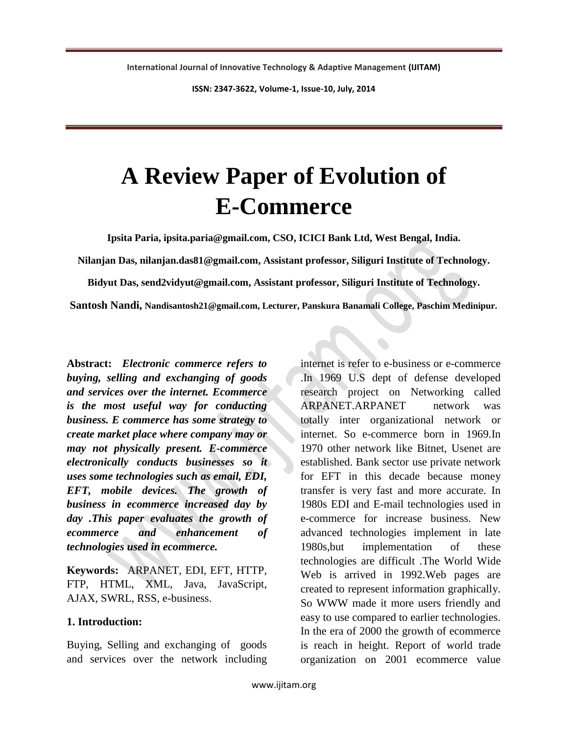# A Review Paper of Evolution of E-Commerce

**Ipsita Paria, ipsita.paria@gmail.com, CSO, ICICI Bank Ltd, West Bengal, India.**

**Nilanjan Das, nilanjan.das81@gmail.com, Assistant professor, Siliguri Institute of Technology.**

**Bidyut Das, send2vidyut@gmail.com, Assistant professor, Siliguri Institute of Technology.**

**Santosh Nandi, Nandisantosh21@gmail.com, Lecturer, Panskura Banamali College, Paschim Medinipur.**

**Abstract:** ***Electronic commerce refers to buying, selling and exchanging of goods and services over the internet. Ecommerce is the most useful way for conducting business. E commerce has some strategy to create market place where company may or may not physically present. E-commerce electronically conducts businesses so it uses some technologies such as email, EDI, EFT, mobile devices. The growth of business in ecommerce increased day by day .This paper evaluates the growth of ecommerce and enhancement of technologies used in ecommerce.***

**Keywords:** ARPANET, EDI, EFT, HTTP, FTP, HTML, XML, Java, JavaScript, AJAX, SWRL, RSS, e-business.

## 1. Introduction:

Buying, Selling and exchanging of goods and services over the network including internet is refer to e-business or e-commerce .In 1969 U.S dept of defense developed research project on Networking called ARPANET.ARPANET network was totally inter organizational network or internet. So e-commerce born in 1969.In 1970 other network like Bitnet, Usenet are established. Bank sector use private network for EFT in this decade because money transfer is very fast and more accurate. In 1980s EDI and E-mail technologies used in e-commerce for increase business. New advanced technologies implement in late 1980s,but implementation of these technologies are difficult .The World Wide Web is arrived in 1992.Web pages are created to represent information graphically. So WWW made it more users friendly and easy to use compared to earlier technologies. In the era of 2000 the growth of ecommerce is reach in height. Report of world trade organization on 2001 ecommerce value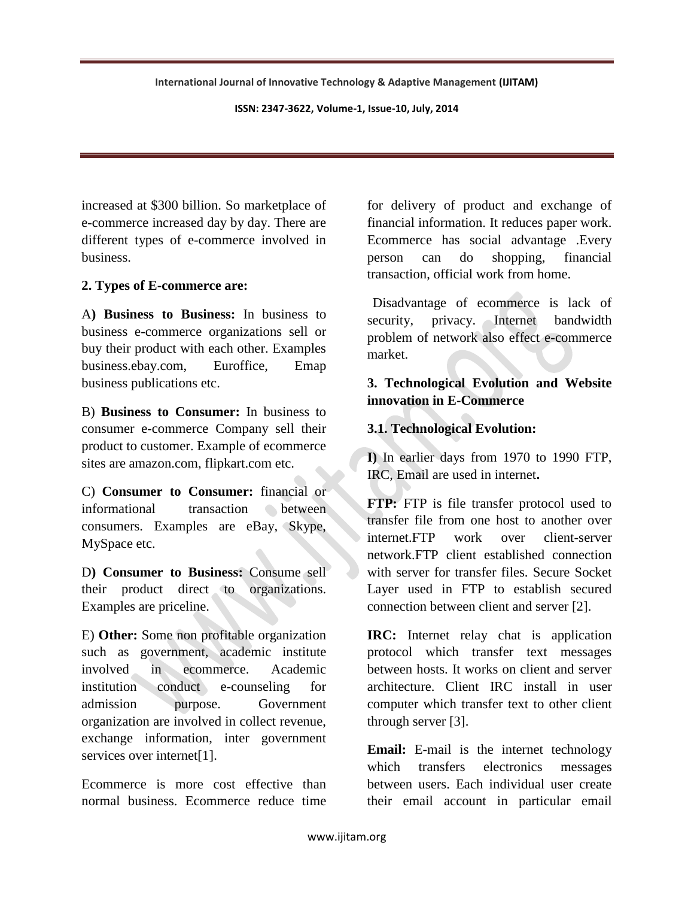increased at $300 billion. So marketplace of e-commerce increased day by day. There are different types of e-commerce involved in business.

## 2. Types of E-commerce are:

A**) Business to Business:** In business to business e-commerce organizations sell or buy their product with each other. Examples business.ebay.com, Euroffice, Emap business publications etc.

B) **Business to Consumer:** In business to consumer e-commerce Company sell their product to customer. Example of ecommerce sites are amazon.com, flipkart.com etc.

C) **Consumer to Consumer:** financial or informational transaction between consumers. Examples are eBay, Skype, MySpace etc.

D**) Consumer to Business:** Consume sell their product direct to organizations. Examples are priceline.

E) **Other:** Some non profitable organization such as government, academic institute involved in ecommerce. Academic institution conduct e-counseling for admission purpose. Government organization are involved in collect revenue, exchange information, inter government services over internet[1].

Ecommerce is more cost effective than normal business. Ecommerce reduce time for delivery of product and exchange of financial information. It reduces paper work. Ecommerce has social advantage .Every person can do shopping, financial transaction, official work from home.

Disadvantage of ecommerce is lack of security, privacy. Internet bandwidth problem of network also effect e-commerce market.

## 3. Technological Evolution and Website innovation in E-Commerce

### 3.1. Technological Evolution:

**I)** In earlier days from 1970 to 1990 FTP, IRC, Email are used in internet**.**

**FTP:** FTP is file transfer protocol used to transfer file from one host to another over internet.FTP work over client-server network.FTP client established connection with server for transfer files. Secure Socket Layer used in FTP to establish secured connection between client and server [2].

**IRC:** Internet relay chat is application protocol which transfer text messages between hosts. It works on client and server architecture. Client IRC install in user computer which transfer text to other client through server [3].

**Email:** E-mail is the internet technology which transfers electronics messages between users. Each individual user create their email account in particular email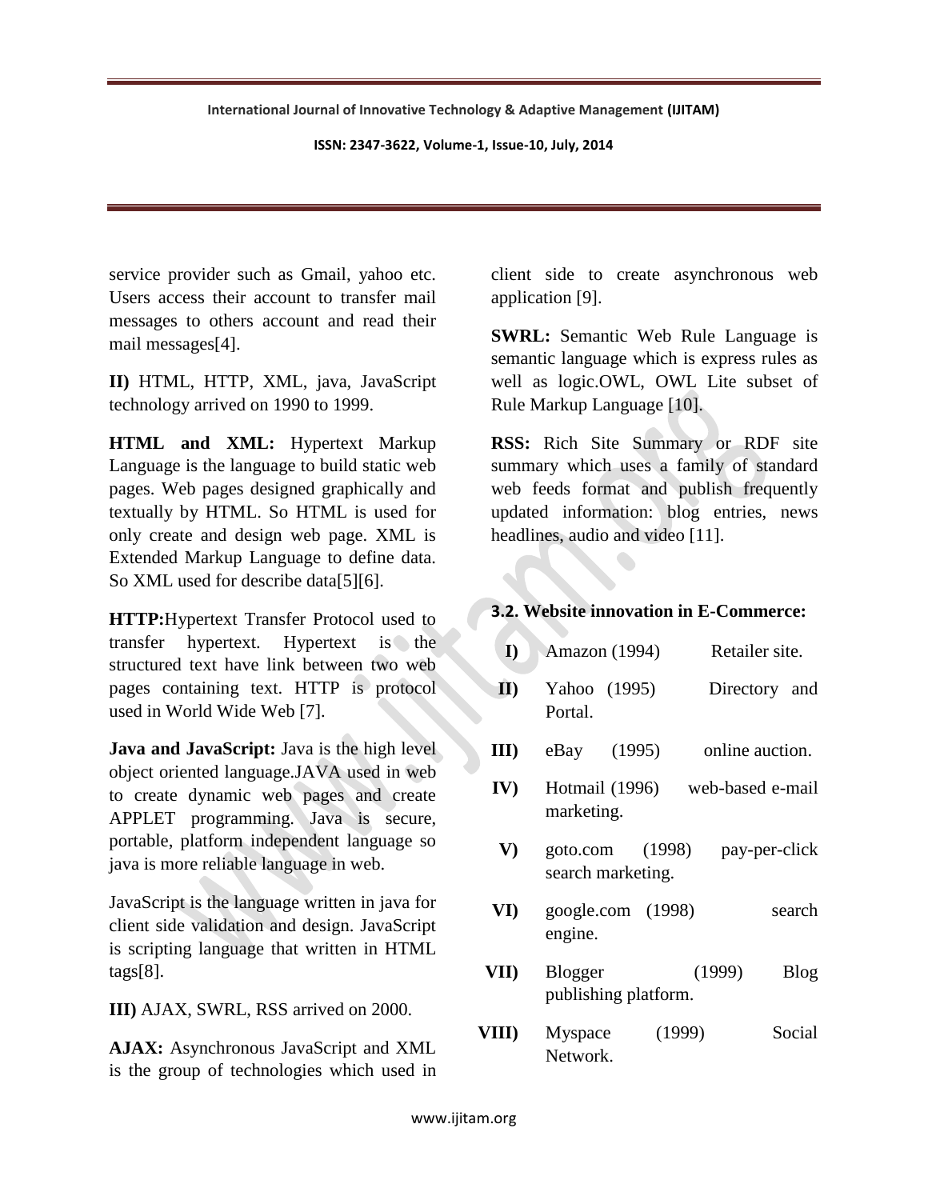service provider such as Gmail, yahoo etc. Users access their account to transfer mail messages to others account and read their mail messages[4].

**II)** HTML, HTTP, XML, java, JavaScript technology arrived on 1990 to 1999.

**HTML and XML:** Hypertext Markup Language is the language to build static web pages. Web pages designed graphically and textually by HTML. So HTML is used for only create and design web page. XML is Extended Markup Language to define data. So XML used for describe data[5][6].

**HTTP:**Hypertext Transfer Protocol used to transfer hypertext. Hypertext is the structured text have link between two web pages containing text. HTTP is protocol used in World Wide Web [7].

**Java and JavaScript:** Java is the high level object oriented language.JAVA used in web to create dynamic web pages and create APPLET programming. Java is secure, portable, platform independent language so java is more reliable language in web.

JavaScript is the language written in java for client side validation and design. JavaScript is scripting language that written in HTML tags[8].

**III)** AJAX, SWRL, RSS arrived on 2000.

**AJAX:** Asynchronous JavaScript and XML is the group of technologies which used in client side to create asynchronous web application [9].

**SWRL:** Semantic Web Rule Language is semantic language which is express rules as well as logic.OWL, OWL Lite subset of Rule Markup Language [10].

**RSS:** Rich Site Summary or RDF site summary which uses a family of standard web feeds format and publish frequently updated information: blog entries, news headlines, audio and video [11].

### 3.2. Website innovation in E-Commerce:

- **I)** Amazon (1994) Retailer site.
- **II)** Yahoo (1995) Directory and Portal.
- **III)** eBay (1995) online auction.
- **IV)** Hotmail (1996) web-based e-mail marketing.
- **V)** goto.com (1998) pay-per-click search marketing.
- **VI)** google.com (1998) search engine.
- **VII)** Blogger (1999) Blog publishing platform.
- **VIII)** Myspace (1999) Social Network.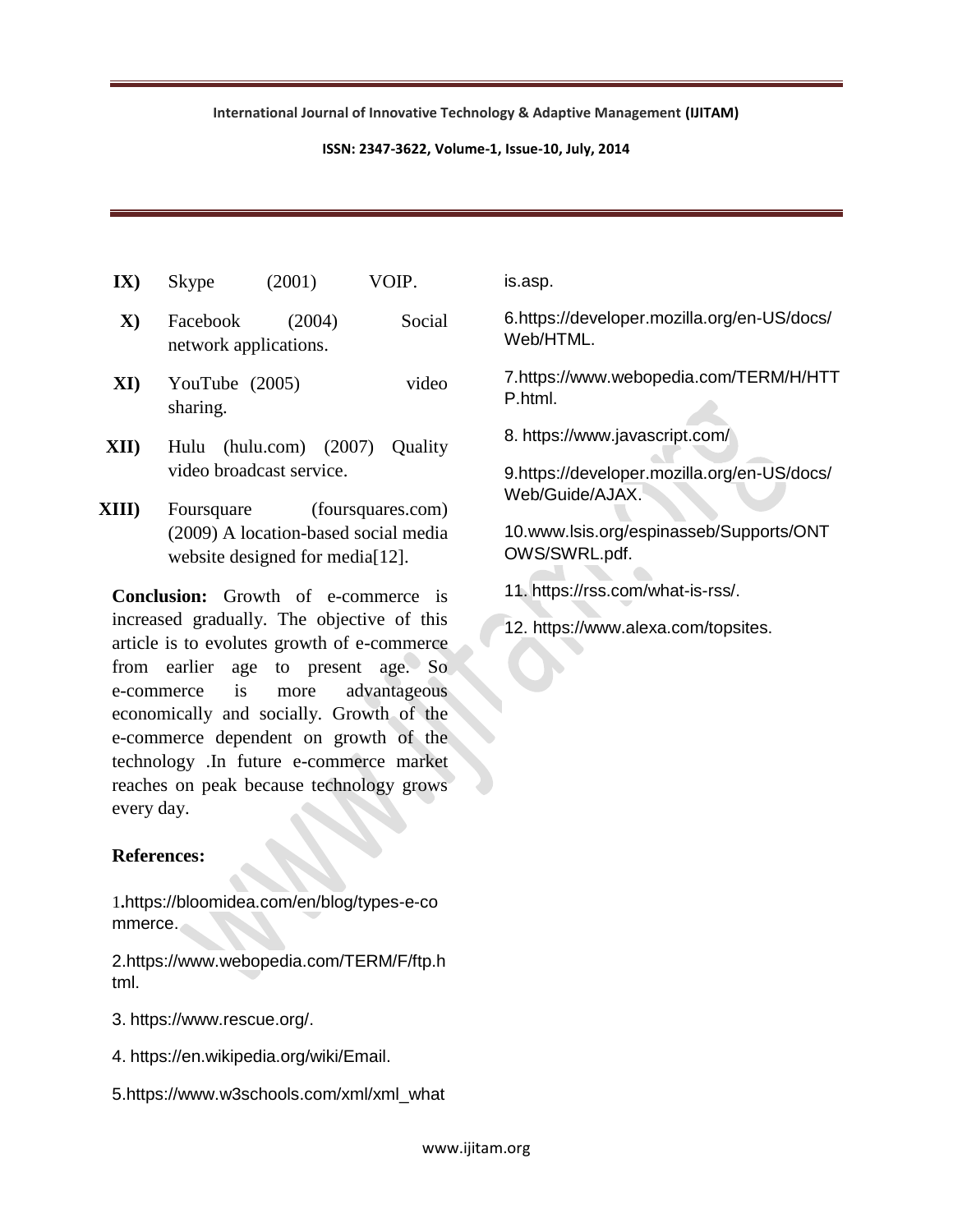**IX)** Skype (2001) VOIP.

**X)** Facebook (2004) Social network applications.

**XI)** YouTube (2005) video sharing.

**XII)** Hulu (hulu.com) (2007) Quality video broadcast service.

**XIII)** Foursquare (foursquares.com) (2009) A location-based social media website designed for media[12].

**Conclusion:** Growth of e-commerce is increased gradually. The objective of this article is to evolutes growth of e-commerce from earlier age to present age. So e-commerce is more advantageous economically and socially. Growth of the e-commerce dependent on growth of the technology .In future e-commerce market reaches on peak because technology grows every day.

**References:**

1.https://bloomidea.com/en/blog/types-e-commerce.

2.https://www.webopedia.com/TERM/F/ftp.html.

3. https://www.rescue.org/.

4. https://en.wikipedia.org/wiki/Email.

5.https://www.w3schools.com/xml/xml_whatis.asp.

6.https://developer.mozilla.org/en-US/docs/Web/HTML.

7.https://www.webopedia.com/TERM/H/HTTP.html.

8. https://www.javascript.com/

9.https://developer.mozilla.org/en-US/docs/Web/Guide/AJAX.

10.www.lsis.org/espinasseb/Supports/ONTOWS/SWRL.pdf.

11. https://rss.com/what-is-rss/.

12. https://www.alexa.com/topsites.